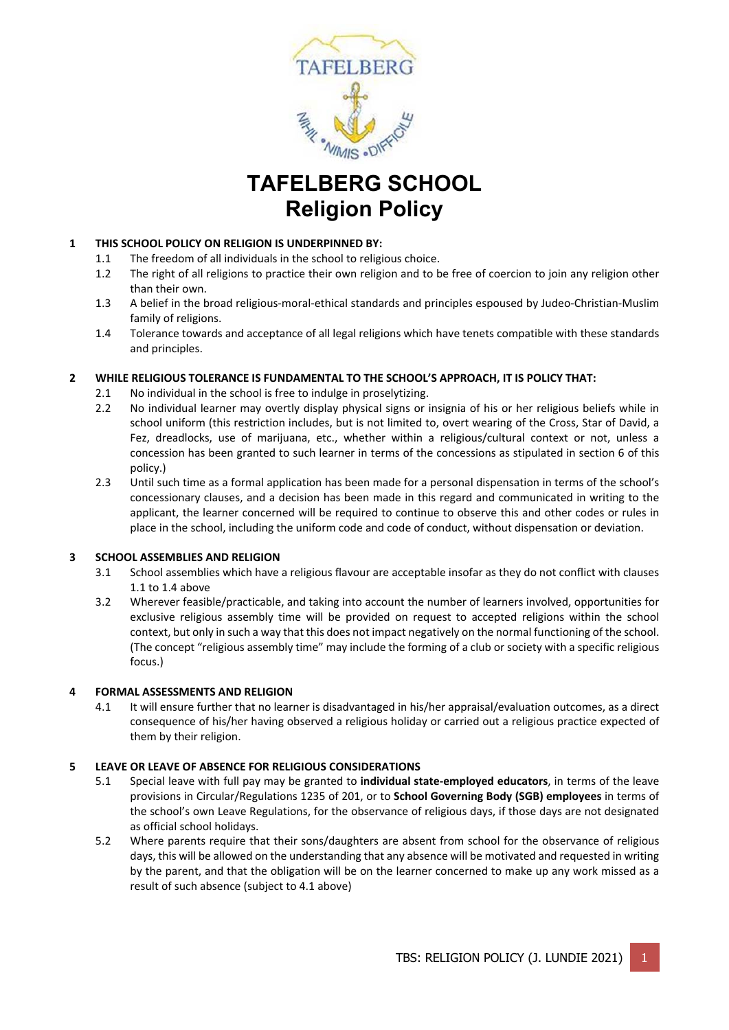# TAFELBERG SCHOOL
## Religion Policy

**1 THIS SCHOOL POLICY ON RELIGION IS UNDERPINNED BY:**

1.1 The freedom of all individuals in the school to religious choice.

1.2 The right of all religions to practice their own religion and to be free of coercion to join any religion other than their own.

1.3 A belief in the broad religious-moral-ethical standards and principles espoused by Judeo-Christian-Muslim family of religions.

1.4 Tolerance towards and acceptance of all legal religions which have tenets compatible with these standards and principles.

**2 WHILE RELIGIOUS TOLERANCE IS FUNDAMENTAL TO THE SCHOOL'S APPROACH, IT IS POLICY THAT:**

2.1 No individual in the school is free to indulge in proselytizing.

2.2 No individual learner may overtly display physical signs or insignia of his or her religious beliefs while in school uniform (this restriction includes, but is not limited to, overt wearing of the Cross, Star of David, a Fez, dreadlocks, use of marijuana, etc., whether within a religious/cultural context or not, unless a concession has been granted to such learner in terms of the concessions as stipulated in section 6 of this policy.)

2.3 Until such time as a formal application has been made for a personal dispensation in terms of the school's concessionary clauses, and a decision has been made in this regard and communicated in writing to the applicant, the learner concerned will be required to continue to observe this and other codes or rules in place in the school, including the uniform code and code of conduct, without dispensation or deviation.

**3 SCHOOL ASSEMBLIES AND RELIGION**

3.1 School assemblies which have a religious flavour are acceptable insofar as they do not conflict with clauses 1.1 to 1.4 above

3.2 Wherever feasible/practicable, and taking into account the number of learners involved, opportunities for exclusive religious assembly time will be provided on request to accepted religions within the school context, but only in such a way that this does not impact negatively on the normal functioning of the school. (The concept "religious assembly time" may include the forming of a club or society with a specific religious focus.)

**4 FORMAL ASSESSMENTS AND RELIGION**

4.1 It will ensure further that no learner is disadvantaged in his/her appraisal/evaluation outcomes, as a direct consequence of his/her having observed a religious holiday or carried out a religious practice expected of them by their religion.

**5 LEAVE OR LEAVE OF ABSENCE FOR RELIGIOUS CONSIDERATIONS**

5.1 Special leave with full pay may be granted to **individual state-employed educators**, in terms of the leave provisions in Circular/Regulations 1235 of 201, or to **School Governing Body (SGB) employees** in terms of the school's own Leave Regulations, for the observance of religious days, if those days are not designated as official school holidays.

5.2 Where parents require that their sons/daughters are absent from school for the observance of religious days, this will be allowed on the understanding that any absence will be motivated and requested in writing by the parent, and that the obligation will be on the learner concerned to make up any work missed as a result of such absence (subject to 4.1 above)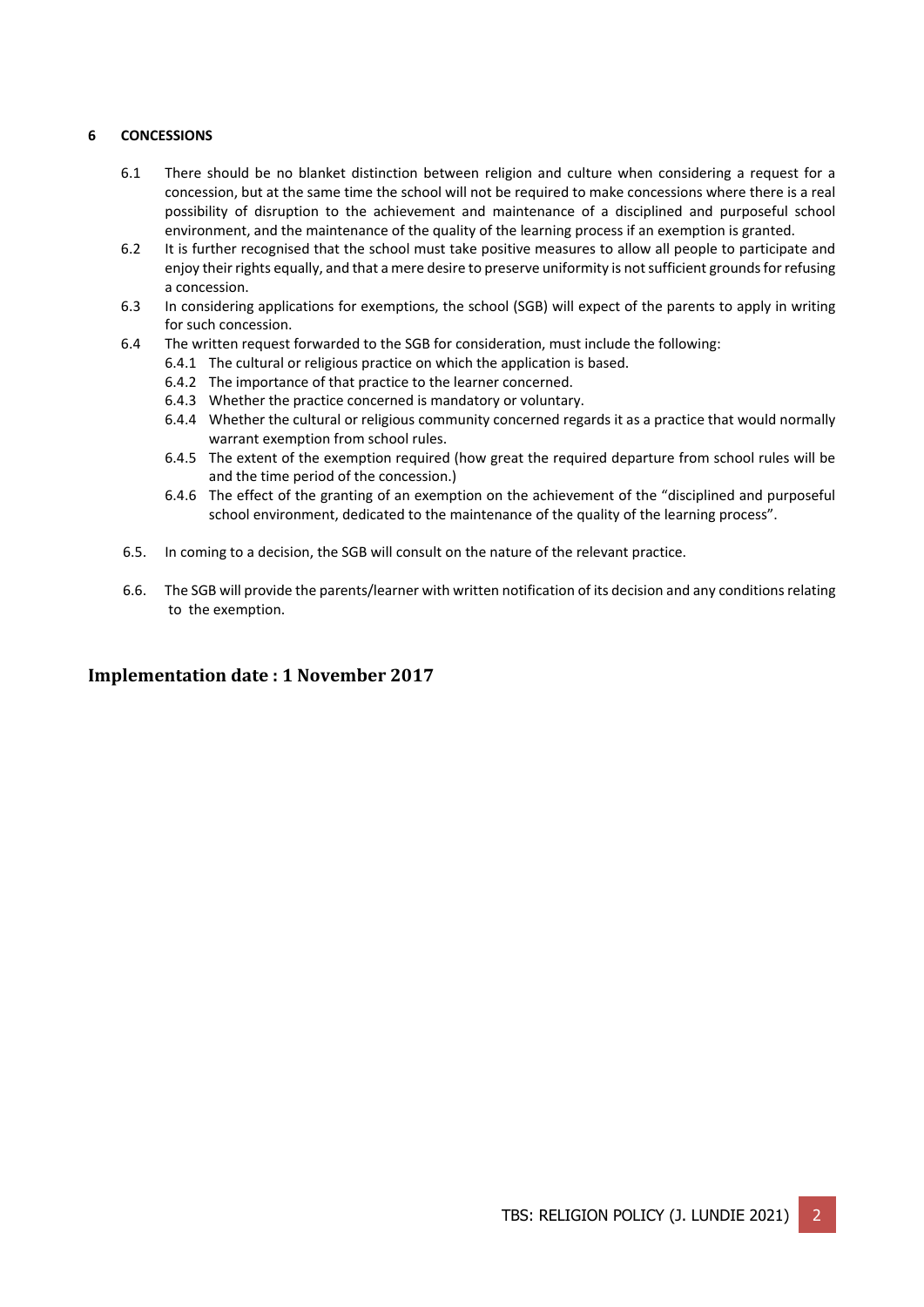## 6 CONCESSIONS

6.1 There should be no blanket distinction between religion and culture when considering a request for a concession, but at the same time the school will not be required to make concessions where there is a real possibility of disruption to the achievement and maintenance of a disciplined and purposeful school environment, and the maintenance of the quality of the learning process if an exemption is granted.

6.2 It is further recognised that the school must take positive measures to allow all people to participate and enjoy their rights equally, and that a mere desire to preserve uniformity is not sufficient grounds for refusing a concession.

6.3 In considering applications for exemptions, the school (SGB) will expect of the parents to apply in writing for such concession.

6.4 The written request forwarded to the SGB for consideration, must include the following:

- 6.4.1 The cultural or religious practice on which the application is based.
- 6.4.2 The importance of that practice to the learner concerned.
- 6.4.3 Whether the practice concerned is mandatory or voluntary.
- 6.4.4 Whether the cultural or religious community concerned regards it as a practice that would normally warrant exemption from school rules.
- 6.4.5 The extent of the exemption required (how great the required departure from school rules will be and the time period of the concession.)
- 6.4.6 The effect of the granting of an exemption on the achievement of the "disciplined and purposeful school environment, dedicated to the maintenance of the quality of the learning process".

6.5. In coming to a decision, the SGB will consult on the nature of the relevant practice.

6.6. The SGB will provide the parents/learner with written notification of its decision and any conditions relating to the exemption.

**Implementation date : 1 November 2017**